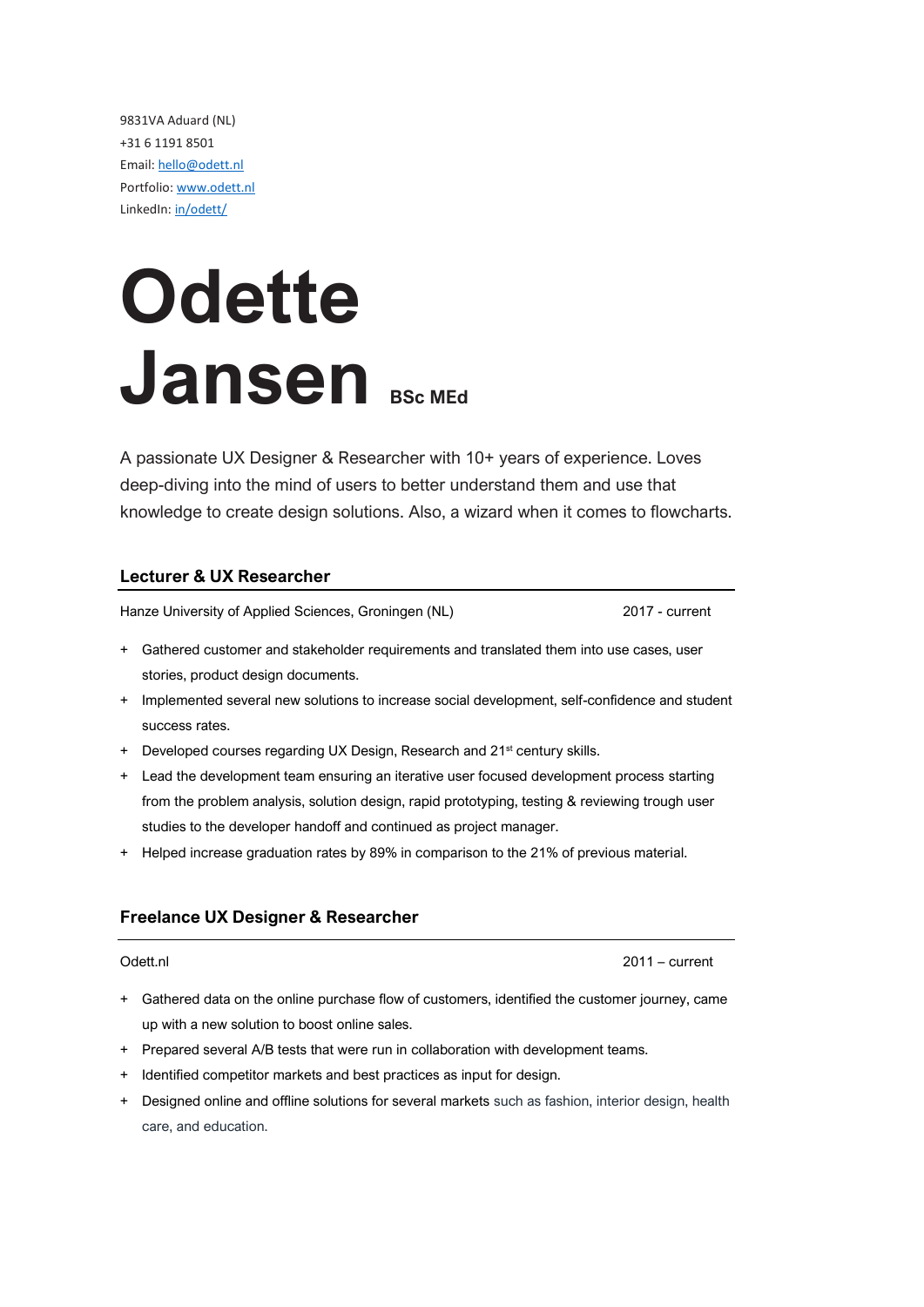9831VA Aduard (NL)
+31 6 1191 8501
Email: hello@odett.nl
Portfolio: www.odett.nl
LinkedIn: in/odett/

# Odette Jansen BSc MEd

A passionate UX Designer & Researcher with 10+ years of experience. Loves deep-diving into the mind of users to better understand them and use that knowledge to create design solutions. Also, a wizard when it comes to flowcharts.

## Lecturer & UX Researcher

Hanze University of Applied Sciences, Groningen (NL) — 2017 - current

+ Gathered customer and stakeholder requirements and translated them into use cases, user stories, product design documents.
+ Implemented several new solutions to increase social development, self-confidence and student success rates.
+ Developed courses regarding UX Design, Research and 21st century skills.
+ Lead the development team ensuring an iterative user focused development process starting from the problem analysis, solution design, rapid prototyping, testing & reviewing trough user studies to the developer handoff and continued as project manager.
+ Helped increase graduation rates by 89% in comparison to the 21% of previous material.

## Freelance UX Designer & Researcher

Odett.nl — 2011 – current

+ Gathered data on the online purchase flow of customers, identified the customer journey, came up with a new solution to boost online sales.
+ Prepared several A/B tests that were run in collaboration with development teams.
+ Identified competitor markets and best practices as input for design.
+ Designed online and offline solutions for several markets such as fashion, interior design, health care, and education.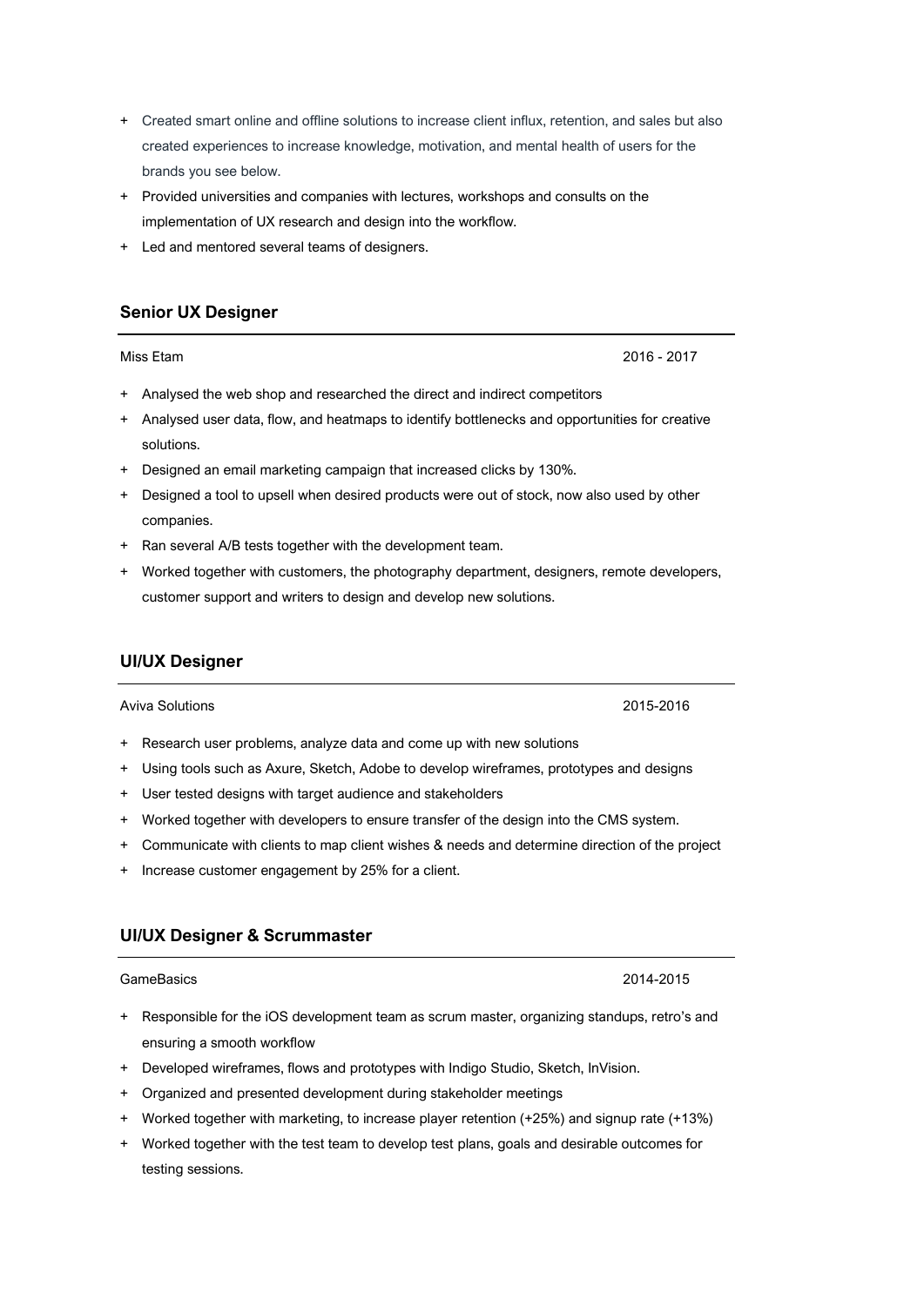+ Created smart online and offline solutions to increase client influx, retention, and sales but also created experiences to increase knowledge, motivation, and mental health of users for the brands you see below.
+ Provided universities and companies with lectures, workshops and consults on the implementation of UX research and design into the workflow.
+ Led and mentored several teams of designers.

### Senior UX Designer

Miss Etam 2016 - 2017

+ Analysed the web shop and researched the direct and indirect competitors
+ Analysed user data, flow, and heatmaps to identify bottlenecks and opportunities for creative solutions.
+ Designed an email marketing campaign that increased clicks by 130%.
+ Designed a tool to upsell when desired products were out of stock, now also used by other companies.
+ Ran several A/B tests together with the development team.
+ Worked together with customers, the photography department, designers, remote developers, customer support and writers to design and develop new solutions.

### UI/UX Designer

Aviva Solutions 2015-2016

+ Research user problems, analyze data and come up with new solutions
+ Using tools such as Axure, Sketch, Adobe to develop wireframes, prototypes and designs
+ User tested designs with target audience and stakeholders
+ Worked together with developers to ensure transfer of the design into the CMS system.
+ Communicate with clients to map client wishes & needs and determine direction of the project
+ Increase customer engagement by 25% for a client.

### UI/UX Designer & Scrummaster

GameBasics 2014-2015

+ Responsible for the iOS development team as scrum master, organizing standups, retro's and ensuring a smooth workflow
+ Developed wireframes, flows and prototypes with Indigo Studio, Sketch, InVision.
+ Organized and presented development during stakeholder meetings
+ Worked together with marketing, to increase player retention (+25%) and signup rate (+13%)
+ Worked together with the test team to develop test plans, goals and desirable outcomes for testing sessions.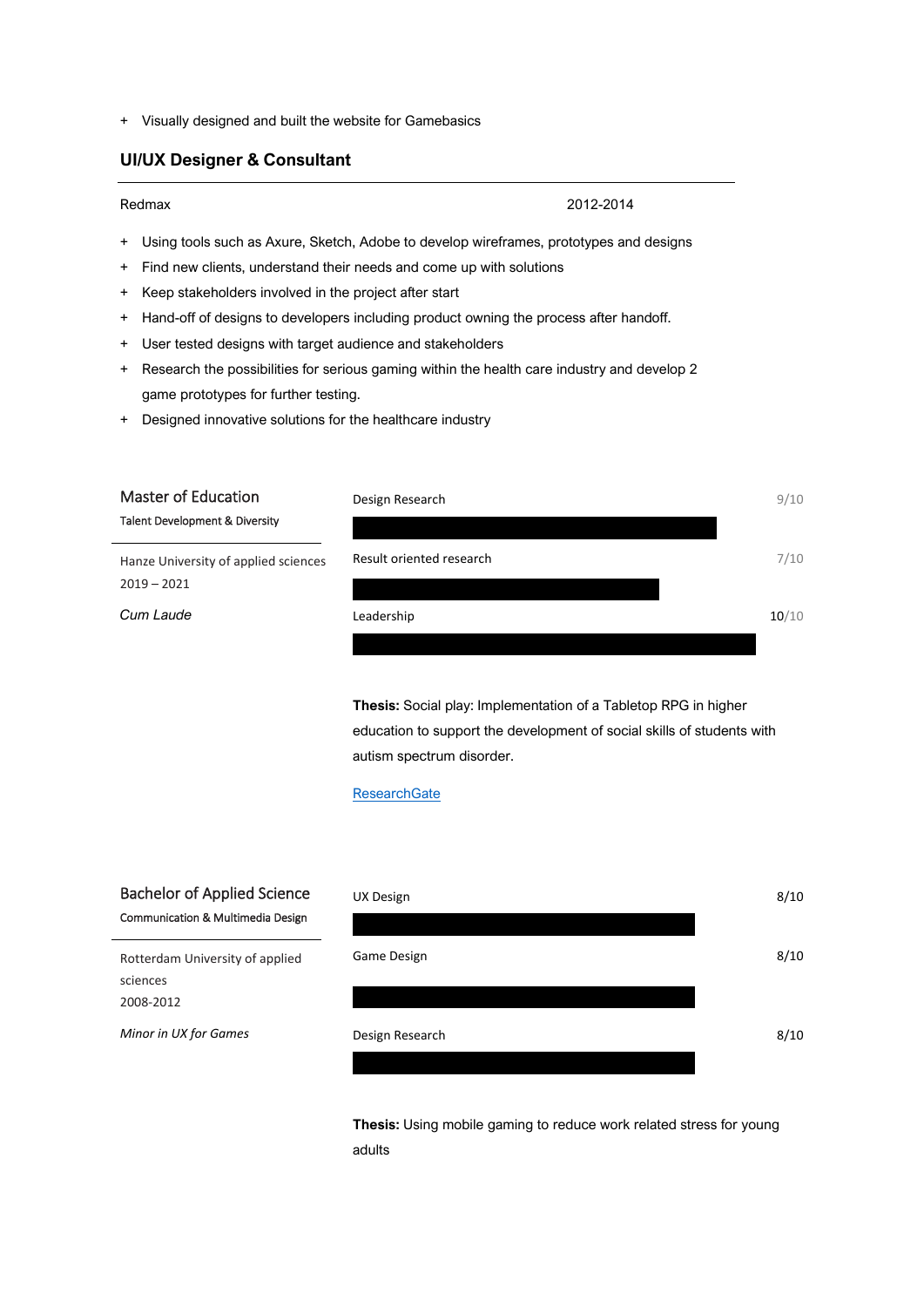+ Visually designed and built the website for Gamebasics

### UI/UX Designer & Consultant

Redmax 2012-2014

+ Using tools such as Axure, Sketch, Adobe to develop wireframes, prototypes and designs
+ Find new clients, understand their needs and come up with solutions
+ Keep stakeholders involved in the project after start
+ Hand-off of designs to developers including product owning the process after handoff.
+ User tested designs with target audience and stakeholders
+ Research the possibilities for serious gaming within the health care industry and develop 2 game prototypes for further testing.
+ Designed innovative solutions for the healthcare industry

### Master of Education

Talent Development & Diversity

Hanze University of applied sciences

2019 – 2021

*Cum Laude*

Design Research 9/10

Result oriented research 7/10

Leadership **10**/10

**Thesis:** Social play: Implementation of a Tabletop RPG in higher education to support the development of social skills of students with autism spectrum disorder.

ResearchGate

### Bachelor of Applied Science

Communication & Multimedia Design

Rotterdam University of applied sciences

2008-2012

*Minor in UX for Games*

UX Design 8/10

Game Design 8/10

Design Research 8/10

**Thesis:** Using mobile gaming to reduce work related stress for young adults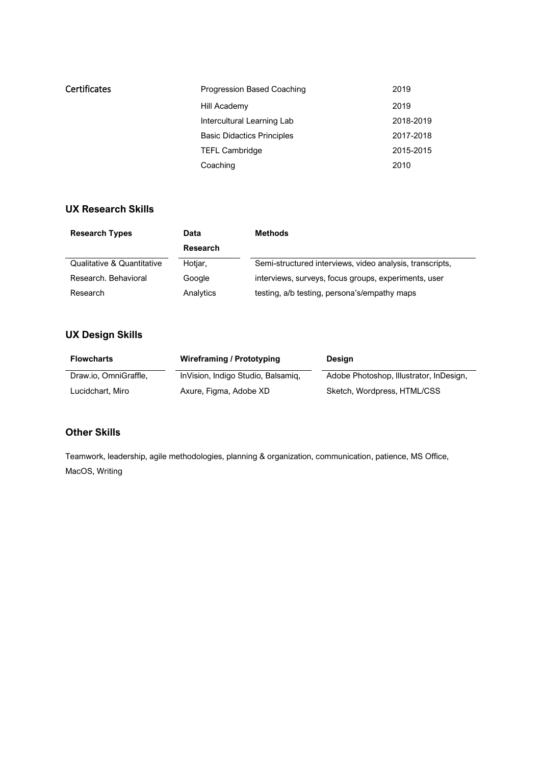## Certificates

| | | |
|---|---|---|
| Certificates | Progression Based Coaching | 2019 |
| | Hill Academy | 2019 |
| | Intercultural Learning Lab | 2018-2019 |
| | Basic Didactics Principles | 2017-2018 |
| | TEFL Cambridge | 2015-2015 |
| | Coaching | 2010 |

## UX Research Skills

| Research Types | Data Research | Methods |
|---|---|---|
| Qualitative & Quantitative Research. Behavioral Research | Hotjar, Google Analytics | Semi-structured interviews, video analysis, transcripts, interviews, surveys, focus groups, experiments, user testing, a/b testing, persona's/empathy maps |

## UX Design Skills

| Flowcharts | Wireframing / Prototyping | Design |
|---|---|---|
| Draw.io, OmniGraffle, Lucidchart, Miro | InVision, Indigo Studio, Balsamiq, Axure, Figma, Adobe XD | Adobe Photoshop, Illustrator, InDesign, Sketch, Wordpress, HTML/CSS |

## Other Skills

Teamwork, leadership, agile methodologies, planning & organization, communication, patience, MS Office, MacOS, Writing